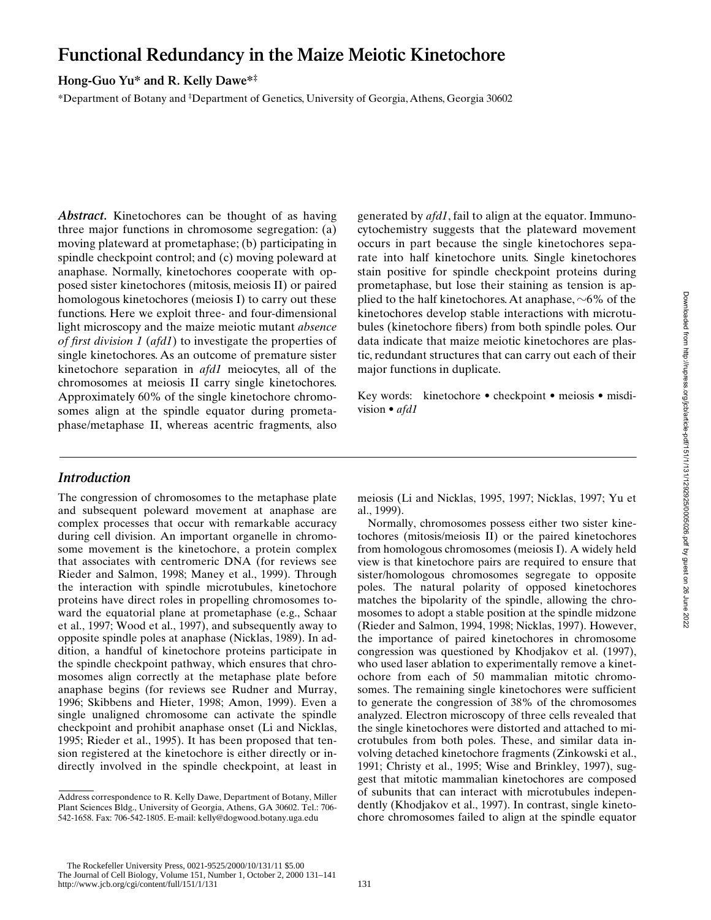# Functional Redundancy in the Maize Meiotic Kinetochore

**Hong-Guo Yu\* and R. Kelly Dawe\*‡**

\*Department of Botany and ‡Department of Genetics, University of Georgia, Athens, Georgia 30602

***Abstract.*** Kinetochores can be thought of as having three major functions in chromosome segregation: (a) moving plateward at prometaphase; (b) participating in spindle checkpoint control; and (c) moving poleward at anaphase. Normally, kinetochores cooperate with opposed sister kinetochores (mitosis, meiosis II) or paired homologous kinetochores (meiosis I) to carry out these functions. Here we exploit three- and four-dimensional light microscopy and the maize meiotic mutant *absence of first division 1* (*afd1*) to investigate the properties of single kinetochores. As an outcome of premature sister kinetochore separation in *afd1* meiocytes, all of the chromosomes at meiosis II carry single kinetochores. Approximately 60% of the single kinetochore chromosomes align at the spindle equator during prometaphase/metaphase II, whereas acentric fragments, also generated by *afd1*, fail to align at the equator. Immunocytochemistry suggests that the plateward movement occurs in part because the single kinetochores separate into half kinetochore units. Single kinetochores stain positive for spindle checkpoint proteins during prometaphase, but lose their staining as tension is applied to the half kinetochores. At anaphase, ~6% of the kinetochores develop stable interactions with microtubules (kinetochore fibers) from both spindle poles. Our data indicate that maize meiotic kinetochores are plastic, redundant structures that can carry out each of their major functions in duplicate.

Key words: kinetochore • checkpoint • meiosis • misdivision • *afd1*

## *Introduction*

The congression of chromosomes to the metaphase plate and subsequent poleward movement at anaphase are complex processes that occur with remarkable accuracy during cell division. An important organelle in chromosome movement is the kinetochore, a protein complex that associates with centromeric DNA (for reviews see Rieder and Salmon, 1998; Maney et al., 1999). Through the interaction with spindle microtubules, kinetochore proteins have direct roles in propelling chromosomes toward the equatorial plane at prometaphase (e.g., Schaar et al., 1997; Wood et al., 1997), and subsequently away to opposite spindle poles at anaphase (Nicklas, 1989). In addition, a handful of kinetochore proteins participate in the spindle checkpoint pathway, which ensures that chromosomes align correctly at the metaphase plate before anaphase begins (for reviews see Rudner and Murray, 1996; Skibbens and Hieter, 1998; Amon, 1999). Even a single unaligned chromosome can activate the spindle checkpoint and prohibit anaphase onset (Li and Nicklas, 1995; Rieder et al., 1995). It has been proposed that tension registered at the kinetochore is either directly or indirectly involved in the spindle checkpoint, at least in meiosis (Li and Nicklas, 1995, 1997; Nicklas, 1997; Yu et al., 1999).

Normally, chromosomes possess either two sister kinetochores (mitosis/meiosis II) or the paired kinetochores from homologous chromosomes (meiosis I). A widely held view is that kinetochore pairs are required to ensure that sister/homologous chromosomes segregate to opposite poles. The natural polarity of opposed kinetochores matches the bipolarity of the spindle, allowing the chromosomes to adopt a stable position at the spindle midzone (Rieder and Salmon, 1994, 1998; Nicklas, 1997). However, the importance of paired kinetochores in chromosome congression was questioned by Khodjakov et al. (1997), who used laser ablation to experimentally remove a kinetochore from each of 50 mammalian mitotic chromosomes. The remaining single kinetochores were sufficient to generate the congression of 38% of the chromosomes analyzed. Electron microscopy of three cells revealed that the single kinetochores were distorted and attached to microtubules from both poles. These, and similar data involving detached kinetochore fragments (Zinkowski et al., 1991; Christy et al., 1995; Wise and Brinkley, 1997), suggest that mitotic mammalian kinetochores are composed of subunits that can interact with microtubules independently (Khodjakov et al., 1997). In contrast, single kinetochore chromosomes failed to align at the spindle equator

Address correspondence to R. Kelly Dawe, Department of Botany, Miller Plant Sciences Bldg., University of Georgia, Athens, GA 30602. Tel.: 706-542-1658. Fax: 706-542-1805. E-mail: kelly@dogwood.botany.uga.edu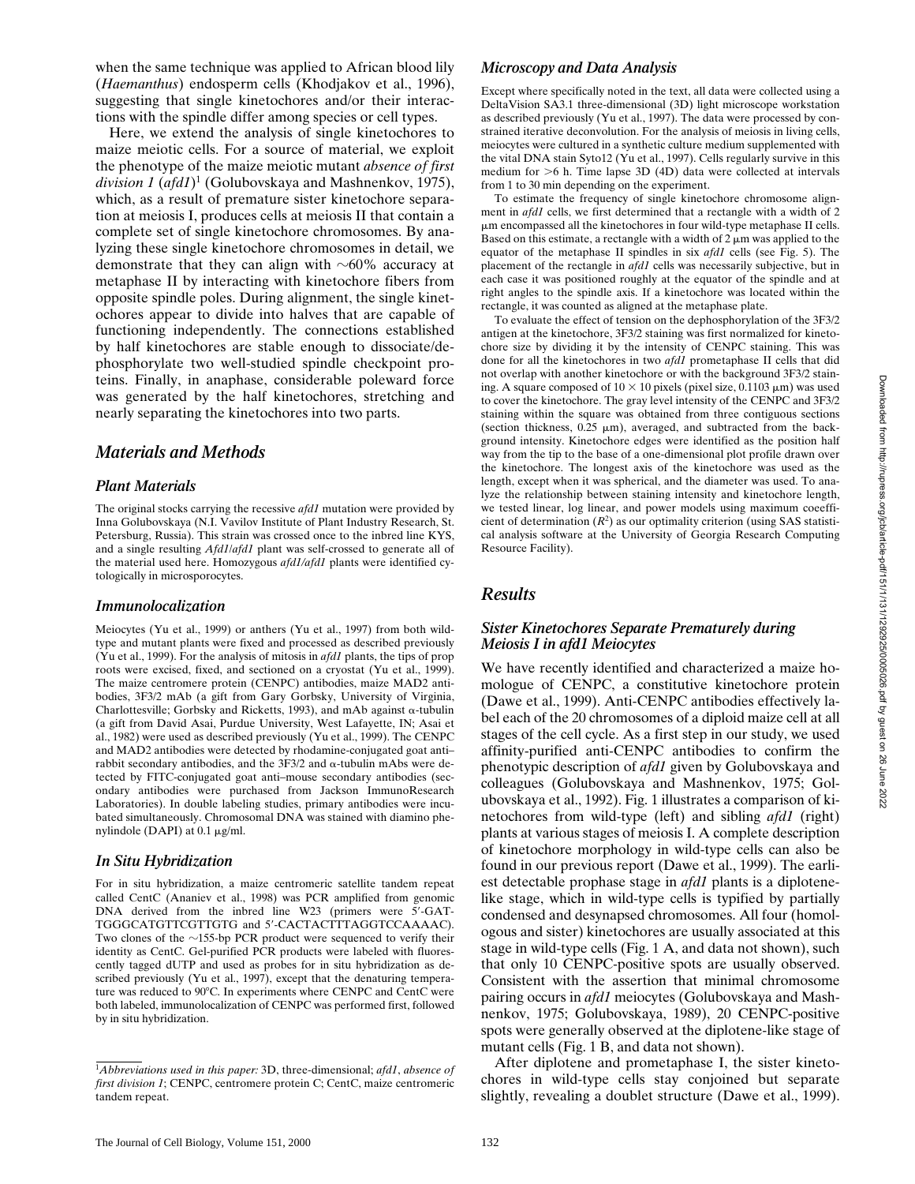when the same technique was applied to African blood lily (*Haemanthus*) endosperm cells (Khodjakov et al., 1996), suggesting that single kinetochores and/or their interactions with the spindle differ among species or cell types.

Here, we extend the analysis of single kinetochores to maize meiotic cells. For a source of material, we exploit the phenotype of the maize meiotic mutant *absence of first division 1* (*afd1*)[1] (Golubovskaya and Mashnenkov, 1975), which, as a result of premature sister kinetochore separation at meiosis I, produces cells at meiosis II that contain a complete set of single kinetochore chromosomes. By analyzing these single kinetochore chromosomes in detail, we demonstrate that they can align with ~60% accuracy at metaphase II by interacting with kinetochore fibers from opposite spindle poles. During alignment, the single kinetochores appear to divide into halves that are capable of functioning independently. The connections established by half kinetochores are stable enough to dissociate/dephosphorylate two well-studied spindle checkpoint proteins. Finally, in anaphase, considerable poleward force was generated by the half kinetochores, stretching and nearly separating the kinetochores into two parts.

## Materials and Methods

### Plant Materials

The original stocks carrying the recessive *afd1* mutation were provided by Inna Golubovskaya (N.I. Vavilov Institute of Plant Industry Research, St. Petersburg, Russia). This strain was crossed once to the inbred line KYS, and a single resulting *Afd1/afd1* plant was self-crossed to generate all of the material used here. Homozygous *afd1/afd1* plants were identified cytologically in microsporocytes.

### Immunolocalization

Meiocytes (Yu et al., 1999) or anthers (Yu et al., 1997) from both wild-type and mutant plants were fixed and processed as described previously (Yu et al., 1999). For the analysis of mitosis in *afd1* plants, the tips of prop roots were excised, fixed, and sectioned on a cryostat (Yu et al., 1999). The maize centromere protein (CENPC) antibodies, maize MAD2 antibodies, 3F3/2 mAb (a gift from Gary Gorbsky, University of Virginia, Charlottesville; Gorbsky and Ricketts, 1993), and mAb against α-tubulin (a gift from David Asai, Purdue University, West Lafayette, IN; Asai et al., 1982) were used as described previously (Yu et al., 1999). The CENPC and MAD2 antibodies were detected by rhodamine-conjugated goat anti–rabbit secondary antibodies, and the 3F3/2 and α-tubulin mAbs were detected by FITC-conjugated goat anti–mouse secondary antibodies (secondary antibodies were purchased from Jackson ImmunoResearch Laboratories). In double labeling studies, primary antibodies were incubated simultaneously. Chromosomal DNA was stained with diamino phenylindole (DAPI) at 0.1 μg/ml.

### In Situ Hybridization

For in situ hybridization, a maize centromeric satellite tandem repeat called CentC (Ananiev et al., 1998) was PCR amplified from genomic DNA derived from the inbred line W23 (primers were 5′-GATTGGGCATGTTCGTTGTG and 5′-CACTACTTTAGGTCCAAAAC). Two clones of the ~155-bp PCR product were sequenced to verify their identity as CentC. Gel-purified PCR products were labeled with fluorescently tagged dUTP and used as probes for in situ hybridization as described previously (Yu et al., 1997), except that the denaturing temperature was reduced to 90°C. In experiments where CENPC and CentC were both labeled, immunolocalization of CENPC was performed first, followed by in situ hybridization.

### Microscopy and Data Analysis

Except where specifically noted in the text, all data were collected using a DeltaVision SA3.1 three-dimensional (3D) light microscope workstation as described previously (Yu et al., 1997). The data were processed by constrained iterative deconvolution. For the analysis of meiosis in living cells, meiocytes were cultured in a synthetic culture medium supplemented with the vital DNA stain Syto12 (Yu et al., 1997). Cells regularly survive in this medium for >6 h. Time lapse 3D (4D) data were collected at intervals from 1 to 30 min depending on the experiment.

To estimate the frequency of single kinetochore chromosome alignment in *afd1* cells, we first determined that a rectangle with a width of 2 μm encompassed all the kinetochores in four wild-type metaphase II cells. Based on this estimate, a rectangle with a width of 2 μm was applied to the equator of the metaphase II spindles in six *afd1* cells (see Fig. 5). The placement of the rectangle in *afd1* cells was necessarily subjective, but in each case it was positioned roughly at the equator of the spindle and at right angles to the spindle axis. If a kinetochore was located within the rectangle, it was counted as aligned at the metaphase plate.

To evaluate the effect of tension on the dephosphorylation of the 3F3/2 antigen at the kinetochore, 3F3/2 staining was first normalized for kinetochore size by dividing it by the intensity of CENPC staining. This was done for all the kinetochores in two *afd1* prometaphase II cells that did not overlap with another kinetochore or with the background 3F3/2 staining. A square composed of 10 × 10 pixels (pixel size, 0.1103 μm) was used to cover the kinetochore. The gray level intensity of the CENPC and 3F3/2 staining within the square was obtained from three contiguous sections (section thickness, 0.25 μm), averaged, and subtracted from the background intensity. Kinetochore edges were identified as the position half way from the tip to the base of a one-dimensional plot profile drawn over the kinetochore. The longest axis of the kinetochore was used as the length, except when it was spherical, and the diameter was used. To analyze the relationship between staining intensity and kinetochore length, we tested linear, log linear, and power models using maximum coeefficient of determination ($R^2$) as our optimality criterion (using SAS statistical analysis software at the University of Georgia Research Computing Resource Facility).

## Results

### Sister Kinetochores Separate Prematurely during Meiosis I in afd1 Meiocytes

We have recently identified and characterized a maize homologue of CENPC, a constitutive kinetochore protein (Dawe et al., 1999). Anti-CENPC antibodies effectively label each of the 20 chromosomes of a diploid maize cell at all stages of the cell cycle. As a first step in our study, we used affinity-purified anti-CENPC antibodies to confirm the phenotypic description of *afd1* given by Golubovskaya and colleagues (Golubovskaya and Mashnenkov, 1975; Golubovskaya et al., 1992). Fig. 1 illustrates a comparison of kinetochores from wild-type (left) and sibling *afd1* (right) plants at various stages of meiosis I. A complete description of kinetochore morphology in wild-type cells can also be found in our previous report (Dawe et al., 1999). The earliest detectable prophase stage in *afd1* plants is a diplotene-like stage, which in wild-type cells is typified by partially condensed and desynapsed chromosomes. All four (homologous and sister) kinetochores are usually associated at this stage in wild-type cells (Fig. 1 A, and data not shown), such that only 10 CENPC-positive spots are usually observed. Consistent with the assertion that minimal chromosome pairing occurs in *afd1* meiocytes (Golubovskaya and Mashnenkov, 1975; Golubovskaya, 1989), 20 CENPC-positive spots were generally observed at the diplotene-like stage of mutant cells (Fig. 1 B, and data not shown).

After diplotene and prometaphase I, the sister kinetochores in wild-type cells stay conjoined but separate slightly, revealing a doublet structure (Dawe et al., 1999).

[1]*Abbreviations used in this paper:* 3D, three-dimensional; *afd1*, *absence of first division 1*; CENPC, centromere protein C; CentC, maize centromeric tandem repeat.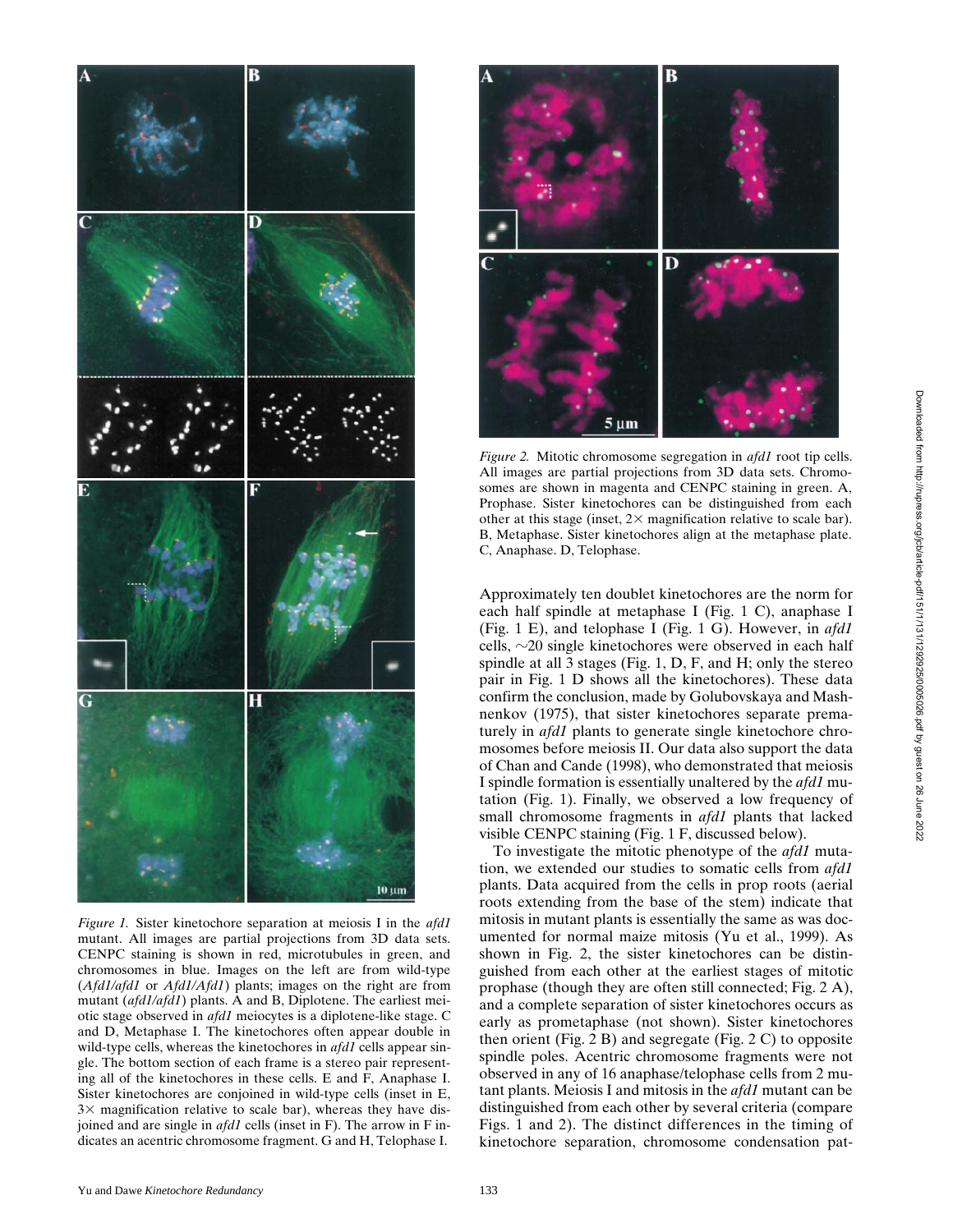*Figure 1.* Sister kinetochore separation at meiosis I in the *afd1* mutant. All images are partial projections from 3D data sets. CENPC staining is shown in red, microtubules in green, and chromosomes in blue. Images on the left are from wild-type (*Afd1/afd1* or *Afd1/Afd1*) plants; images on the right are from mutant (*afd1/afd1*) plants. A and B, Diplotene. The earliest meiotic stage observed in *afd1* meiocytes is a diplotene-like stage. C and D, Metaphase I. The kinetochores often appear double in wild-type cells, whereas the kinetochores in *afd1* cells appear single. The bottom section of each frame is a stereo pair representing all of the kinetochores in these cells. E and F, Anaphase I. Sister kinetochores are conjoined in wild-type cells (inset in E, 3× magnification relative to scale bar), whereas they have disjoined and are single in *afd1* cells (inset in F). The arrow in F indicates an acentric chromosome fragment. G and H, Telophase I.

*Figure 2.* Mitotic chromosome segregation in *afd1* root tip cells. All images are partial projections from 3D data sets. Chromosomes are shown in magenta and CENPC staining in green. A, Prophase. Sister kinetochores can be distinguished from each other at this stage (inset, 2× magnification relative to scale bar). B, Metaphase. Sister kinetochores align at the metaphase plate. C, Anaphase. D, Telophase.

Approximately ten doublet kinetochores are the norm for each half spindle at metaphase I (Fig. 1 C), anaphase I (Fig. 1 E), and telophase I (Fig. 1 G). However, in *afd1* cells, ~20 single kinetochores were observed in each half spindle at all 3 stages (Fig. 1, D, F, and H; only the stereo pair in Fig. 1 D shows all the kinetochores). These data confirm the conclusion, made by Golubovskaya and Mashnenkov (1975), that sister kinetochores separate prematurely in *afd1* plants to generate single kinetochore chromosomes before meiosis II. Our data also support the data of Chan and Cande (1998), who demonstrated that meiosis I spindle formation is essentially unaltered by the *afd1* mutation (Fig. 1). Finally, we observed a low frequency of small chromosome fragments in *afd1* plants that lacked visible CENPC staining (Fig. 1 F, discussed below).

To investigate the mitotic phenotype of the *afd1* mutation, we extended our studies to somatic cells from *afd1* plants. Data acquired from the cells in prop roots (aerial roots extending from the base of the stem) indicate that mitosis in mutant plants is essentially the same as was documented for normal maize mitosis (Yu et al., 1999). As shown in Fig. 2, the sister kinetochores can be distinguished from each other at the earliest stages of mitotic prophase (though they are often still connected; Fig. 2 A), and a complete separation of sister kinetochores occurs as early as prometaphase (not shown). Sister kinetochores then orient (Fig. 2 B) and segregate (Fig. 2 C) to opposite spindle poles. Acentric chromosome fragments were not observed in any of 16 anaphase/telophase cells from 2 mutant plants. Meiosis I and mitosis in the *afd1* mutant can be distinguished from each other by several criteria (compare Figs. 1 and 2). The distinct differences in the timing of kinetochore separation, chromosome condensation pat-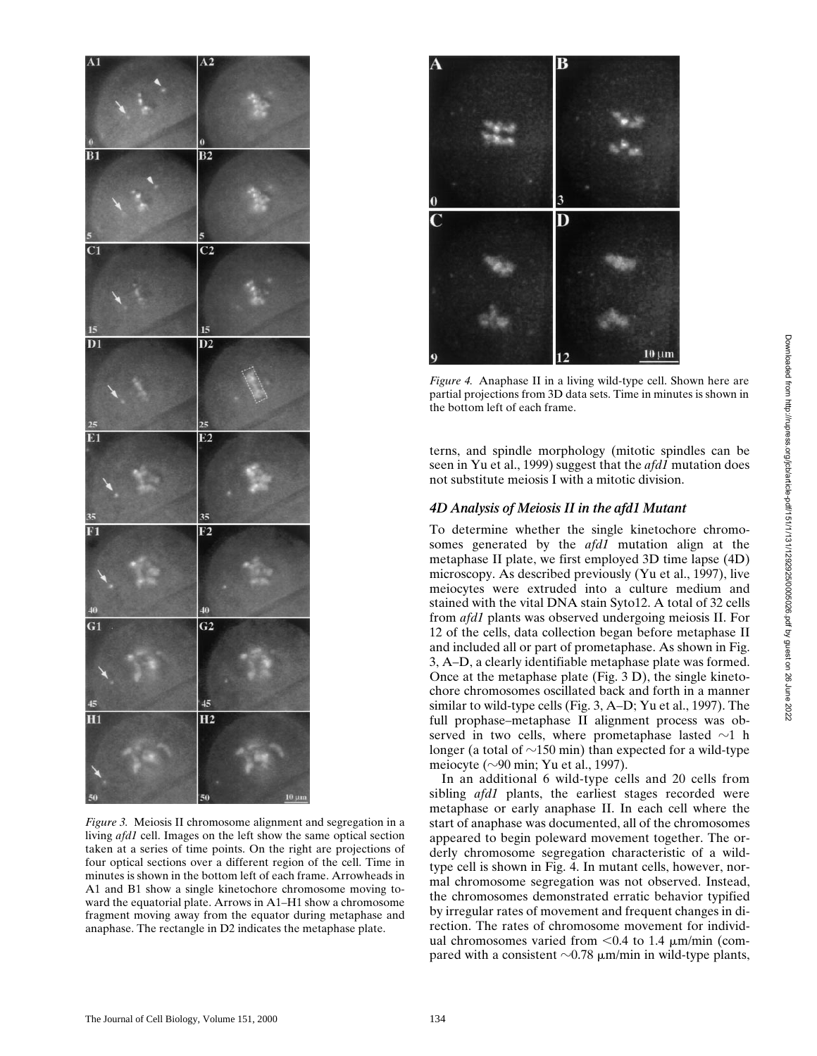*Figure 3.* Meiosis II chromosome alignment and segregation in a living *afd1* cell. Images on the left show the same optical section taken at a series of time points. On the right are projections of four optical sections over a different region of the cell. Time in minutes is shown in the bottom left of each frame. Arrowheads in A1 and B1 show a single kinetochore chromosome moving toward the equatorial plate. Arrows in A1–H1 show a chromosome fragment moving away from the equator during metaphase and anaphase. The rectangle in D2 indicates the metaphase plate.

*Figure 4.* Anaphase II in a living wild-type cell. Shown here are partial projections from 3D data sets. Time in minutes is shown in the bottom left of each frame.

terns, and spindle morphology (mitotic spindles can be seen in Yu et al., 1999) suggest that the *afd1* mutation does not substitute meiosis I with a mitotic division.

### 4D Analysis of Meiosis II in the afd1 Mutant

To determine whether the single kinetochore chromosomes generated by the *afd1* mutation align at the metaphase II plate, we first employed 3D time lapse (4D) microscopy. As described previously (Yu et al., 1997), live meiocytes were extruded into a culture medium and stained with the vital DNA stain Syto12. A total of 32 cells from *afd1* plants was observed undergoing meiosis II. For 12 of the cells, data collection began before metaphase II and included all or part of prometaphase. As shown in Fig. 3, A–D, a clearly identifiable metaphase plate was formed. Once at the metaphase plate (Fig. 3 D), the single kinetochore chromosomes oscillated back and forth in a manner similar to wild-type cells (Fig. 3, A–D; Yu et al., 1997). The full prophase–metaphase II alignment process was observed in two cells, where prometaphase lasted ~1 h longer (a total of ~150 min) than expected for a wild-type meiocyte (~90 min; Yu et al., 1997).

In an additional 6 wild-type cells and 20 cells from sibling *afd1* plants, the earliest stages recorded were metaphase or early anaphase II. In each cell where the start of anaphase was documented, all of the chromosomes appeared to begin poleward movement together. The orderly chromosome segregation characteristic of a wild-type cell is shown in Fig. 4. In mutant cells, however, normal chromosome segregation was not observed. Instead, the chromosomes demonstrated erratic behavior typified by irregular rates of movement and frequent changes in direction. The rates of chromosome movement for individual chromosomes varied from <0.4 to 1.4 μm/min (compared with a consistent ~0.78 μm/min in wild-type plants,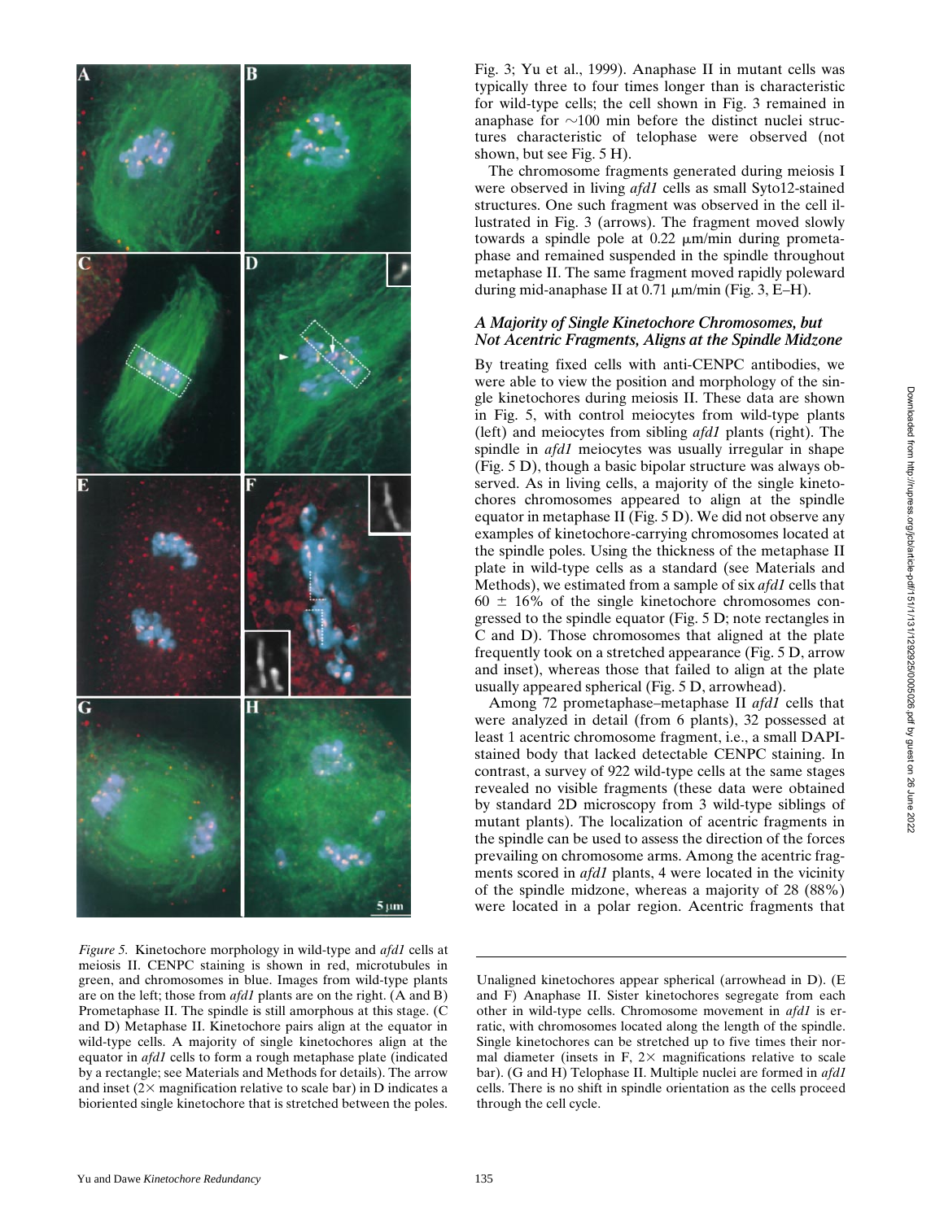Fig. 3; Yu et al., 1999). Anaphase II in mutant cells was typically three to four times longer than is characteristic for wild-type cells; the cell shown in Fig. 3 remained in anaphase for ~100 min before the distinct nuclei structures characteristic of telophase were observed (not shown, but see Fig. 5 H).

The chromosome fragments generated during meiosis I were observed in living *afd1* cells as small Syto12-stained structures. One such fragment was observed in the cell illustrated in Fig. 3 (arrows). The fragment moved slowly towards a spindle pole at 0.22 μm/min during prometaphase and remained suspended in the spindle throughout metaphase II. The same fragment moved rapidly poleward during mid-anaphase II at 0.71 μm/min (Fig. 3, E–H).

### *A Majority of Single Kinetochore Chromosomes, but Not Acentric Fragments, Aligns at the Spindle Midzone*

By treating fixed cells with anti-CENPC antibodies, we were able to view the position and morphology of the single kinetochores during meiosis II. These data are shown in Fig. 5, with control meiocytes from wild-type plants (left) and meiocytes from sibling *afd1* plants (right). The spindle in *afd1* meiocytes was usually irregular in shape (Fig. 5 D), though a basic bipolar structure was always observed. As in living cells, a majority of the single kinetochores chromosomes appeared to align at the spindle equator in metaphase II (Fig. 5 D). We did not observe any examples of kinetochore-carrying chromosomes located at the spindle poles. Using the thickness of the metaphase II plate in wild-type cells as a standard (see Materials and Methods), we estimated from a sample of six *afd1* cells that $60 \pm 16\%$ of the single kinetochore chromosomes congressed to the spindle equator (Fig. 5 D; note rectangles in C and D). Those chromosomes that aligned at the plate frequently took on a stretched appearance (Fig. 5 D, arrow and inset), whereas those that failed to align at the plate usually appeared spherical (Fig. 5 D, arrowhead).

Among 72 prometaphase–metaphase II *afd1* cells that were analyzed in detail (from 6 plants), 32 possessed at least 1 acentric chromosome fragment, i.e., a small DAPI-stained body that lacked detectable CENPC staining. In contrast, a survey of 922 wild-type cells at the same stages revealed no visible fragments (these data were obtained by standard 2D microscopy from 3 wild-type siblings of mutant plants). The localization of acentric fragments in the spindle can be used to assess the direction of the forces prevailing on chromosome arms. Among the acentric fragments scored in *afd1* plants, 4 were located in the vicinity of the spindle midzone, whereas a majority of 28 (88%) were located in a polar region. Acentric fragments that

*Figure 5.* Kinetochore morphology in wild-type and *afd1* cells at meiosis II. CENPC staining is shown in red, microtubules in green, and chromosomes in blue. Images from wild-type plants are on the left; those from *afd1* plants are on the right. (A and B) Prometaphase II. The spindle is still amorphous at this stage. (C and D) Metaphase II. Kinetochore pairs align at the equator in wild-type cells. A majority of single kinetochores align at the equator in *afd1* cells to form a rough metaphase plate (indicated by a rectangle; see Materials and Methods for details). The arrow and inset (2× magnification relative to scale bar) in D indicates a bioriented single kinetochore that is stretched between the poles. Unaligned kinetochores appear spherical (arrowhead in D). (E and F) Anaphase II. Sister kinetochores segregate from each other in wild-type cells. Chromosome movement in *afd1* is erratic, with chromosomes located along the length of the spindle. Single kinetochores can be stretched up to five times their normal diameter (insets in F, 2× magnifications relative to scale bar). (G and H) Telophase II. Multiple nuclei are formed in *afd1* cells. There is no shift in spindle orientation as the cells proceed through the cell cycle.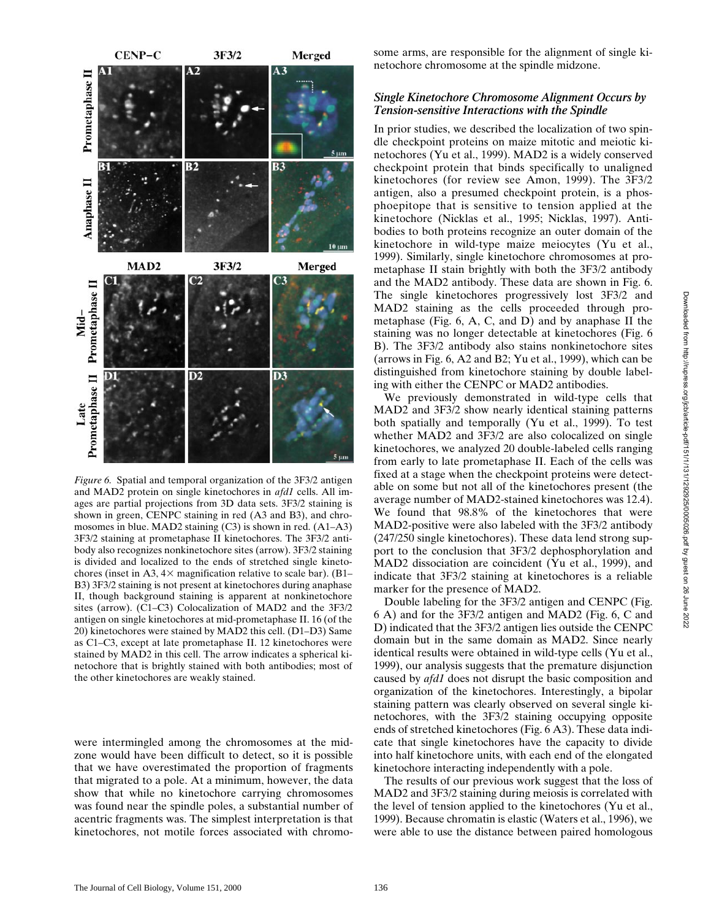*Figure 6.* Spatial and temporal organization of the 3F3/2 antigen and MAD2 protein on single kinetochores in *afd1* cells. All images are partial projections from 3D data sets. 3F3/2 staining is shown in green, CENPC staining in red (A3 and B3), and chromosomes in blue. MAD2 staining (C3) is shown in red. (A1–A3) 3F3/2 staining at prometaphase II kinetochores. The 3F3/2 antibody also recognizes nonkinetochore sites (arrow). 3F3/2 staining is divided and localized to the ends of stretched single kinetochores (inset in A3, 4× magnification relative to scale bar). (B1–B3) 3F3/2 staining is not present at kinetochores during anaphase II, though background staining is apparent at nonkinetochore sites (arrow). (C1–C3) Colocalization of MAD2 and the 3F3/2 antigen on single kinetochores at mid-prometaphase II. 16 (of the 20) kinetochores were stained by MAD2 this cell. (D1–D3) Same as C1–C3, except at late prometaphase II. 12 kinetochores were stained by MAD2 in this cell. The arrow indicates a spherical kinetochore that is brightly stained with both antibodies; most of the other kinetochores are weakly stained.

were intermingled among the chromosomes at the midzone would have been difficult to detect, so it is possible that we have overestimated the proportion of fragments that migrated to a pole. At a minimum, however, the data show that while no kinetochore carrying chromosomes was found near the spindle poles, a substantial number of acentric fragments was. The simplest interpretation is that kinetochores, not motile forces associated with chromosome arms, are responsible for the alignment of single kinetochore chromosome at the spindle midzone.

### *Single Kinetochore Chromosome Alignment Occurs by Tension-sensitive Interactions with the Spindle*

In prior studies, we described the localization of two spindle checkpoint proteins on maize mitotic and meiotic kinetochores (Yu et al., 1999). MAD2 is a widely conserved checkpoint protein that binds specifically to unaligned kinetochores (for review see Amon, 1999). The 3F3/2 antigen, also a presumed checkpoint protein, is a phosphoepitope that is sensitive to tension applied at the kinetochore (Nicklas et al., 1995; Nicklas, 1997). Antibodies to both proteins recognize an outer domain of the kinetochore in wild-type maize meiocytes (Yu et al., 1999). Similarly, single kinetochore chromosomes at prometaphase II stain brightly with both the 3F3/2 antibody and the MAD2 antibody. These data are shown in Fig. 6. The single kinetochores progressively lost 3F3/2 and MAD2 staining as the cells proceeded through prometaphase (Fig. 6, A, C, and D) and by anaphase II the staining was no longer detectable at kinetochores (Fig. 6 B). The 3F3/2 antibody also stains nonkinetochore sites (arrows in Fig. 6, A2 and B2; Yu et al., 1999), which can be distinguished from kinetochore staining by double labeling with either the CENPC or MAD2 antibodies.

We previously demonstrated in wild-type cells that MAD2 and 3F3/2 show nearly identical staining patterns both spatially and temporally (Yu et al., 1999). To test whether MAD2 and 3F3/2 are also colocalized on single kinetochores, we analyzed 20 double-labeled cells ranging from early to late prometaphase II. Each of the cells was fixed at a stage when the checkpoint proteins were detectable on some but not all of the kinetochores present (the average number of MAD2-stained kinetochores was 12.4). We found that 98.8% of the kinetochores that were MAD2-positive were also labeled with the 3F3/2 antibody (247/250 single kinetochores). These data lend strong support to the conclusion that 3F3/2 dephosphorylation and MAD2 dissociation are coincident (Yu et al., 1999), and indicate that 3F3/2 staining at kinetochores is a reliable marker for the presence of MAD2.

Double labeling for the 3F3/2 antigen and CENPC (Fig. 6 A) and for the 3F3/2 antigen and MAD2 (Fig. 6, C and D) indicated that the 3F3/2 antigen lies outside the CENPC domain but in the same domain as MAD2. Since nearly identical results were obtained in wild-type cells (Yu et al., 1999), our analysis suggests that the premature disjunction caused by *afd1* does not disrupt the basic composition and organization of the kinetochores. Interestingly, a bipolar staining pattern was clearly observed on several single kinetochores, with the 3F3/2 staining occupying opposite ends of stretched kinetochores (Fig. 6 A3). These data indicate that single kinetochores have the capacity to divide into half kinetochore units, with each end of the elongated kinetochore interacting independently with a pole.

The results of our previous work suggest that the loss of MAD2 and 3F3/2 staining during meiosis is correlated with the level of tension applied to the kinetochores (Yu et al., 1999). Because chromatin is elastic (Waters et al., 1996), we were able to use the distance between paired homologous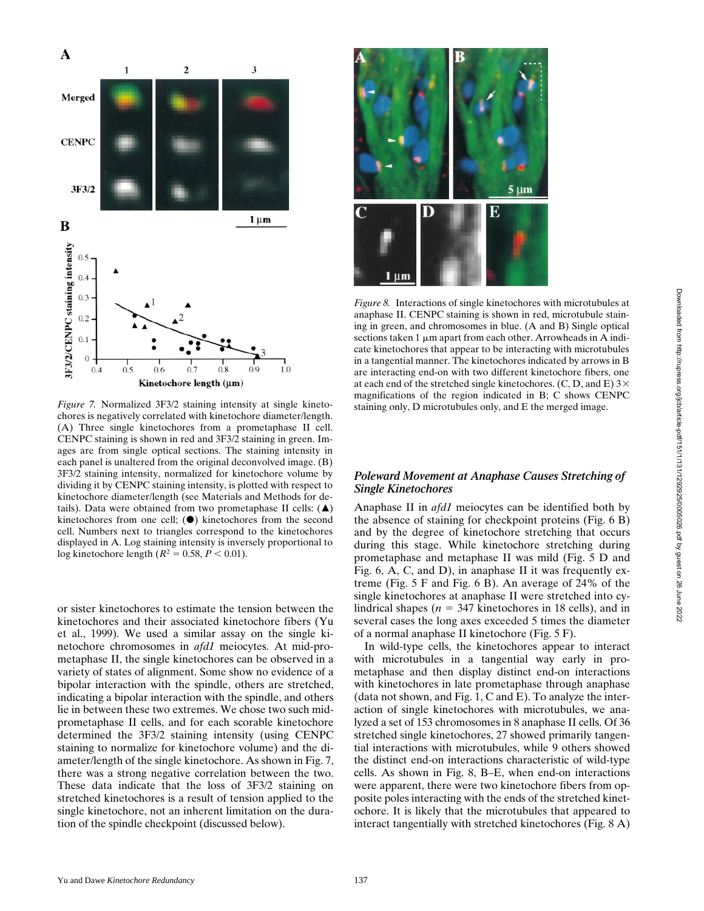*Figure 7.* Normalized 3F3/2 staining intensity at single kinetochores is negatively correlated with kinetochore diameter/length. (A) Three single kinetochores from a prometaphase II cell. CENPC staining is shown in red and 3F3/2 staining in green. Images are from single optical sections. The staining intensity in each panel is unaltered from the original deconvolved image. (B) 3F3/2 staining intensity, normalized for kinetochore volume by dividing it by CENPC staining intensity, is plotted with respect to kinetochore diameter/length (see Materials and Methods for details). Data were obtained from two prometaphase II cells: (▲) kinetochores from one cell; (●) kinetochores from the second cell. Numbers next to triangles correspond to the kinetochores displayed in A. Log staining intensity is inversely proportional to log kinetochore length ($R^2 = 0.58$, $P < 0.01$).

or sister kinetochores to estimate the tension between the kinetochores and their associated kinetochore fibers (Yu et al., 1999). We used a similar assay on the single kinetochore chromosomes in *afd1* meiocytes. At mid-prometaphase II, the single kinetochores can be observed in a variety of states of alignment. Some show no evidence of a bipolar interaction with the spindle, others are stretched, indicating a bipolar interaction with the spindle, and others lie in between these two extremes. We chose two such mid-prometaphase II cells, and for each scorable kinetochore determined the 3F3/2 staining intensity (using CENPC staining to normalize for kinetochore volume) and the diameter/length of the single kinetochore. As shown in Fig. 7, there was a strong negative correlation between the two. These data indicate that the loss of 3F3/2 staining on stretched kinetochores is a result of tension applied to the single kinetochore, not an inherent limitation on the duration of the spindle checkpoint (discussed below).

*Figure 8.* Interactions of single kinetochores with microtubules at anaphase II. CENPC staining is shown in red, microtubule staining in green, and chromosomes in blue. (A and B) Single optical sections taken 1 μm apart from each other. Arrowheads in A indicate kinetochores that appear to be interacting with microtubules in a tangential manner. The kinetochores indicated by arrows in B are interacting end-on with two different kinetochore fibers, one at each end of the stretched single kinetochores. (C, D, and E) 3× magnifications of the region indicated in B; C shows CENPC staining only, D microtubules only, and E the merged image.

### *Poleward Movement at Anaphase Causes Stretching of Single Kinetochores*

Anaphase II in *afd1* meiocytes can be identified both by the absence of staining for checkpoint proteins (Fig. 6 B) and by the degree of kinetochore stretching that occurs during this stage. While kinetochore stretching during prometaphase and metaphase II was mild (Fig. 5 D and Fig. 6, A, C, and D), in anaphase II it was frequently extreme (Fig. 5 F and Fig. 6 B). An average of 24% of the single kinetochores at anaphase II were stretched into cylindrical shapes ($n$ = 347 kinetochores in 18 cells), and in several cases the long axes exceeded 5 times the diameter of a normal anaphase II kinetochore (Fig. 5 F).

In wild-type cells, the kinetochores appear to interact with microtubules in a tangential way early in prometaphase and then display distinct end-on interactions with kinetochores in late prometaphase through anaphase (data not shown, and Fig. 1, C and E). To analyze the interaction of single kinetochores with microtubules, we analyzed a set of 153 chromosomes in 8 anaphase II cells. Of 36 stretched single kinetochores, 27 showed primarily tangential interactions with microtubules, while 9 others showed the distinct end-on interactions characteristic of wild-type cells. As shown in Fig. 8, B–E, when end-on interactions were apparent, there were two kinetochore fibers from opposite poles interacting with the ends of the stretched kinetochore. It is likely that the microtubules that appeared to interact tangentially with stretched kinetochores (Fig. 8 A)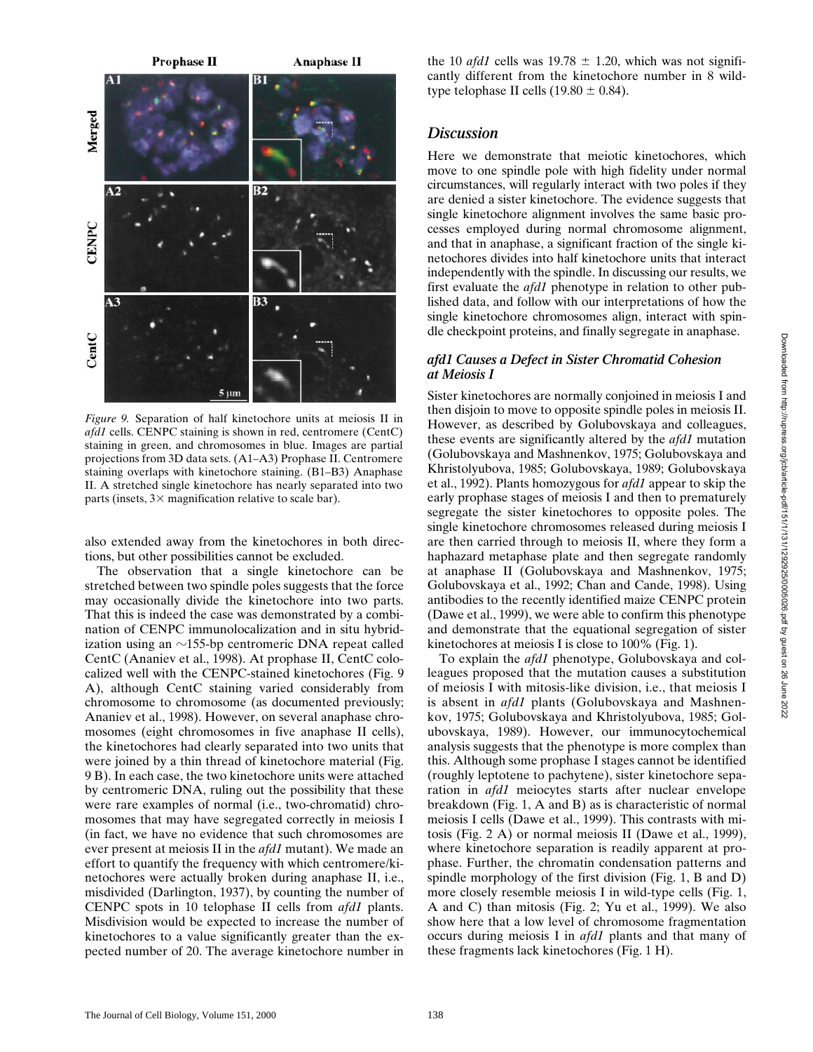*Figure 9.* Separation of half kinetochore units at meiosis II in *afd1* cells. CENPC staining is shown in red, centromere (CentC) staining in green, and chromosomes in blue. Images are partial projections from 3D data sets. (A1–A3) Prophase II. Centromere staining overlaps with kinetochore staining. (B1–B3) Anaphase II. A stretched single kinetochore has nearly separated into two parts (insets, 3× magnification relative to scale bar).

also extended away from the kinetochores in both directions, but other possibilities cannot be excluded.

The observation that a single kinetochore can be stretched between two spindle poles suggests that the force may occasionally divide the kinetochore into two parts. That this is indeed the case was demonstrated by a combination of CENPC immunolocalization and in situ hybridization using an ~155-bp centromeric DNA repeat called CentC (Ananiev et al., 1998). At prophase II, CentC colocalized well with the CENPC-stained kinetochores (Fig. 9 A), although CentC staining varied considerably from chromosome to chromosome (as documented previously; Ananiev et al., 1998). However, on several anaphase chromosomes (eight chromosomes in five anaphase II cells), the kinetochores had clearly separated into two units that were joined by a thin thread of kinetochore material (Fig. 9 B). In each case, the two kinetochore units were attached by centromeric DNA, ruling out the possibility that these were rare examples of normal (i.e., two-chromatid) chromosomes that may have segregated correctly in meiosis I (in fact, we have no evidence that such chromosomes are ever present at meiosis II in the *afd1* mutant). We made an effort to quantify the frequency with which centromere/kinetochores were actually broken during anaphase II, i.e., misdivided (Darlington, 1937), by counting the number of CENPC spots in 10 telophase II cells from *afd1* plants. Misdivision would be expected to increase the number of kinetochores to a value significantly greater than the expected number of 20. The average kinetochore number in the 10 *afd1* cells was $19.78 \pm 1.20$, which was not significantly different from the kinetochore number in 8 wild-type telophase II cells ($19.80 \pm 0.84$).

## Discussion

Here we demonstrate that meiotic kinetochores, which move to one spindle pole with high fidelity under normal circumstances, will regularly interact with two poles if they are denied a sister kinetochore. The evidence suggests that single kinetochore alignment involves the same basic processes employed during normal chromosome alignment, and that in anaphase, a significant fraction of the single kinetochores divides into half kinetochore units that interact independently with the spindle. In discussing our results, we first evaluate the *afd1* phenotype in relation to other published data, and follow with our interpretations of how the single kinetochore chromosomes align, interact with spindle checkpoint proteins, and finally segregate in anaphase.

### *afd1* Causes a Defect in Sister Chromatid Cohesion at Meiosis I

Sister kinetochores are normally conjoined in meiosis I and then disjoin to move to opposite spindle poles in meiosis II. However, as described by Golubovskaya and colleagues, these events are significantly altered by the *afd1* mutation (Golubovskaya and Mashnenkov, 1975; Golubovskaya and Khristolyubova, 1985; Golubovskaya, 1989; Golubovskaya et al., 1992). Plants homozygous for *afd1* appear to skip the early prophase stages of meiosis I and then to prematurely segregate the sister kinetochores to opposite poles. The single kinetochore chromosomes released during meiosis I are then carried through to meiosis II, where they form a haphazard metaphase plate and then segregate randomly at anaphase II (Golubovskaya and Mashnenkov, 1975; Golubovskaya et al., 1992; Chan and Cande, 1998). Using antibodies to the recently identified maize CENPC protein (Dawe et al., 1999), we were able to confirm this phenotype and demonstrate that the equational segregation of sister kinetochores at meiosis I is close to 100% (Fig. 1).

To explain the *afd1* phenotype, Golubovskaya and colleagues proposed that the mutation causes a substitution of meiosis I with mitosis-like division, i.e., that meiosis I is absent in *afd1* plants (Golubovskaya and Mashnenkov, 1975; Golubovskaya and Khristolyubova, 1985; Golubovskaya, 1989). However, our immunocytochemical analysis suggests that the phenotype is more complex than this. Although some prophase I stages cannot be identified (roughly leptotene to pachytene), sister kinetochore separation in *afd1* meiocytes starts after nuclear envelope breakdown (Fig. 1, A and B) as is characteristic of normal meiosis I cells (Dawe et al., 1999). This contrasts with mitosis (Fig. 2 A) or normal meiosis II (Dawe et al., 1999), where kinetochore separation is readily apparent at prophase. Further, the chromatin condensation patterns and spindle morphology of the first division (Fig. 1, B and D) more closely resemble meiosis I in wild-type cells (Fig. 1, A and C) than mitosis (Fig. 2; Yu et al., 1999). We also show here that a low level of chromosome fragmentation occurs during meiosis I in *afd1* plants and that many of these fragments lack kinetochores (Fig. 1 H).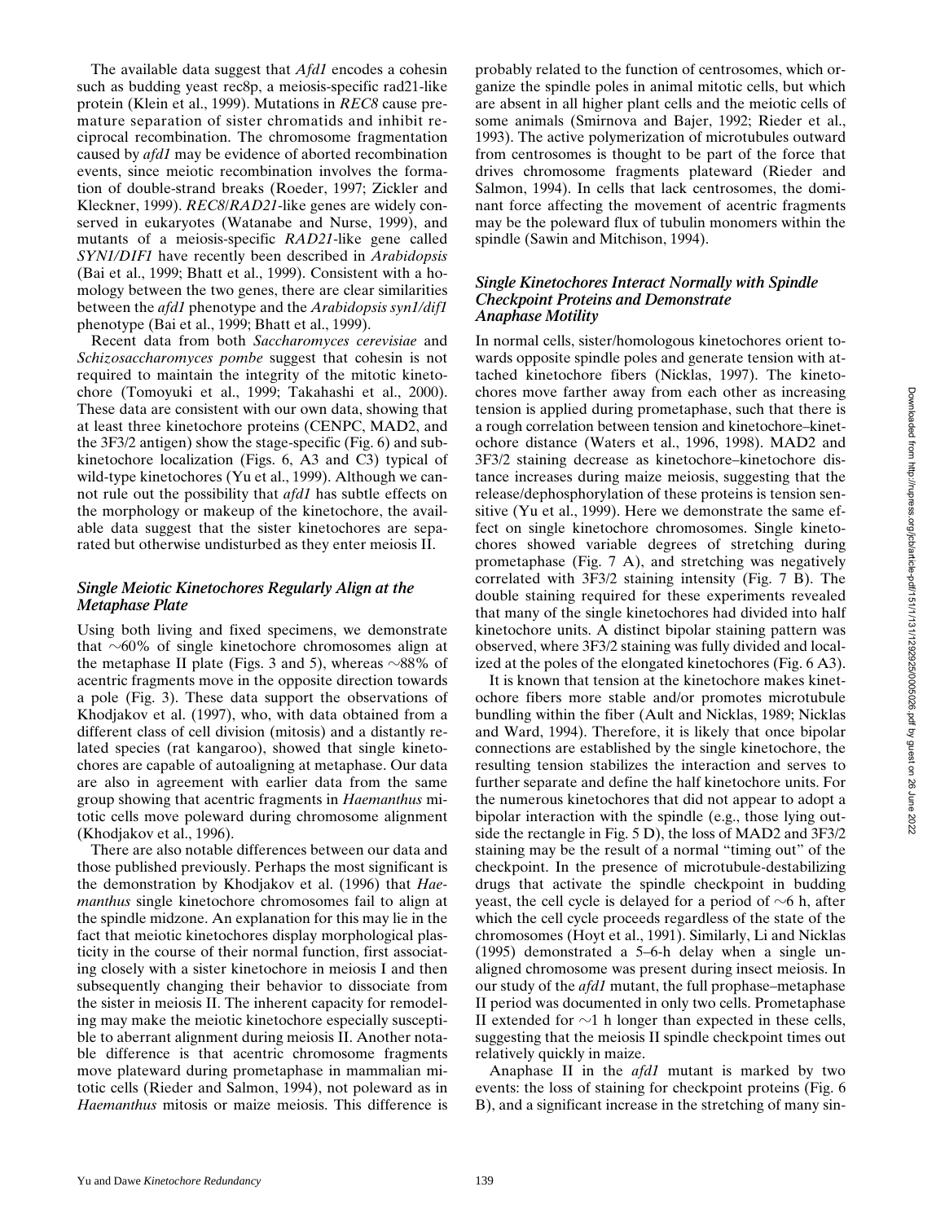The available data suggest that *Afd1* encodes a cohesin such as budding yeast rec8p, a meiosis-specific rad21-like protein (Klein et al., 1999). Mutations in *REC8* cause premature separation of sister chromatids and inhibit reciprocal recombination. The chromosome fragmentation caused by *afd1* may be evidence of aborted recombination events, since meiotic recombination involves the formation of double-strand breaks (Roeder, 1997; Zickler and Kleckner, 1999). *REC8*/*RAD21*-like genes are widely conserved in eukaryotes (Watanabe and Nurse, 1999), and mutants of a meiosis-specific *RAD21*-like gene called *SYN1/DIF1* have recently been described in *Arabidopsis* (Bai et al., 1999; Bhatt et al., 1999). Consistent with a homology between the two genes, there are clear similarities between the *afd1* phenotype and the *Arabidopsis syn1/dif1* phenotype (Bai et al., 1999; Bhatt et al., 1999).

Recent data from both *Saccharomyces cerevisiae* and *Schizosaccharomyces pombe* suggest that cohesin is not required to maintain the integrity of the mitotic kinetochore (Tomoyuki et al., 1999; Takahashi et al., 2000). These data are consistent with our data, showing that at least three kinetochore proteins (CENPC, MAD2, and the 3F3/2 antigen) show the stage-specific (Fig. 6) and subkinetochore localization (Figs. 6, A3 and C3) typical of wild-type kinetochores (Yu et al., 1999). Although we cannot rule out the possibility that *afd1* has subtle effects on the morphology or makeup of the kinetochore, the available data suggest that the sister kinetochores are separated but otherwise undisturbed as they enter meiosis II.

### *Single Meiotic Kinetochores Regularly Align at the Metaphase Plate*

Using both living and fixed specimens, we demonstrate that ~60% of single kinetochore chromosomes align at the metaphase II plate (Figs. 3 and 5), whereas ~88% of acentric fragments move in the opposite direction towards a pole (Fig. 3). These data support the observations of Khodjakov et al. (1997), who, with data obtained from a different class of cell division (mitosis) and a distantly related species (rat kangaroo), showed that single kinetochores are capable of autoaligning at metaphase. Our data are also in agreement with earlier data from the same group showing that acentric fragments in *Haemanthus* mitotic cells move poleward during chromosome alignment (Khodjakov et al., 1996).

There are also notable differences between our data and those published previously. Perhaps the most significant is the demonstration by Khodjakov et al. (1996) that *Haemanthus* single kinetochore chromosomes fail to align at the spindle midzone. An explanation for this may lie in the fact that meiotic kinetochores display morphological plasticity in the course of their normal function, first associating closely with a sister kinetochore in meiosis I and then subsequently changing their behavior to dissociate from the sister in meiosis II. The inherent capacity for remodeling may make the meiotic kinetochore especially susceptible to aberrant alignment during meiosis II. Another notable difference is that acentric chromosome fragments move plateward during prometaphase in mammalian mitotic cells (Rieder and Salmon, 1994), not poleward as in *Haemanthus* mitosis or maize meiosis. This difference is probably related to the function of centrosomes, which organize the spindle poles in animal mitotic cells, but which are absent in all higher plant cells and the meiotic cells of some animals (Smirnova and Bajer, 1992; Rieder et al., 1993). The active polymerization of microtubules outward from centrosomes is thought to be part of the force that drives chromosome fragments plateward (Rieder and Salmon, 1994). In cells that lack centrosomes, the dominant force affecting the movement of acentric fragments may be the poleward flux of tubulin monomers within the spindle (Sawin and Mitchison, 1994).

### *Single Kinetochores Interact Normally with Spindle Checkpoint Proteins and Demonstrate Anaphase Motility*

In normal cells, sister/homologous kinetochores orient towards opposite spindle poles and generate tension with attached kinetochore fibers (Nicklas, 1997). The kinetochores move farther away from each other as increasing tension is applied during prometaphase, such that there is a rough correlation between tension and kinetochore–kinetochore distance (Waters et al., 1996, 1998). MAD2 and 3F3/2 staining decrease as kinetochore–kinetochore distance increases during maize meiosis, suggesting that the release/dephosphorylation of these proteins is tension sensitive (Yu et al., 1999). Here we demonstrate the same effect on single kinetochore chromosomes. Single kinetochores showed variable degrees of stretching during prometaphase (Fig. 7 A), and stretching was negatively correlated with 3F3/2 staining intensity (Fig. 7 B). The double staining required for these experiments revealed that many of the single kinetochores had divided into half kinetochore units. A distinct bipolar staining pattern was observed, where 3F3/2 staining was fully divided and localized at the poles of the elongated kinetochores (Fig. 6 A3).

It is known that tension at the kinetochore makes kinetochore fibers more stable and/or promotes microtubule bundling within the fiber (Ault and Nicklas, 1989; Nicklas and Ward, 1994). Therefore, it is likely that once bipolar connections are established by the single kinetochore, the resulting tension stabilizes the interaction and serves to further separate and define the half kinetochore units. For the numerous kinetochores that did not appear to adopt a bipolar interaction with the spindle (e.g., those lying outside the rectangle in Fig. 5 D), the loss of MAD2 and 3F3/2 staining may be the result of a normal "timing out" of the checkpoint. In the presence of microtubule-destabilizing drugs that activate the spindle checkpoint in budding yeast, the cell cycle is delayed for a period of ~6 h, after which the cell cycle proceeds regardless of the state of the chromosomes (Hoyt et al., 1991). Similarly, Li and Nicklas (1995) demonstrated a 5–6-h delay when a single unaligned chromosome was present during insect meiosis. In our study of the *afd1* mutant, the full prophase–metaphase II period was documented in only two cells. Prometaphase II extended for ~1 h longer than expected in these cells, suggesting that the meiosis II spindle checkpoint times out relatively quickly in maize.

Anaphase II in the *afd1* mutant is marked by two events: the loss of staining for checkpoint proteins (Fig. 6 B), and a significant increase in the stretching of many sin-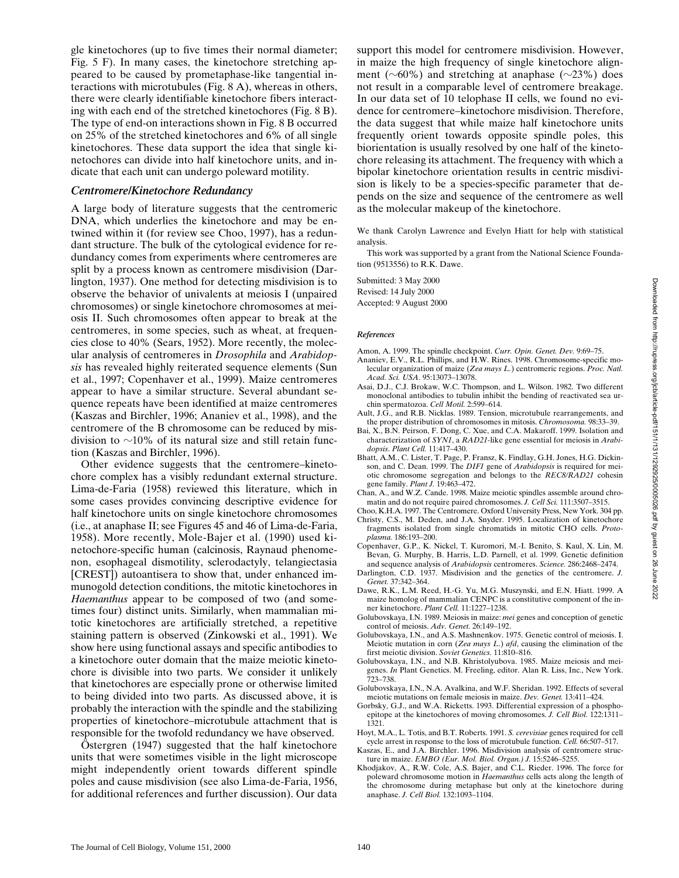gle kinetochores (up to five times their normal diameter; Fig. 5 F). In many cases, the kinetochore stretching appeared to be caused by prometaphase-like tangential interactions with microtubules (Fig. 8 A), whereas in others, there were clearly identifiable kinetochore fibers interacting with each end of the stretched kinetochores (Fig. 8 B). The type of end-on interactions shown in Fig. 8 B occurred on 25% of the stretched kinetochores and 6% of all single kinetochores. These data support the idea that single kinetochores can divide into half kinetochore units, and indicate that each unit can undergo poleward motility.

### *Centromere/Kinetochore Redundancy*

A large body of literature suggests that the centromeric DNA, which underlies the kinetochore and may be entwined within it (for review see Choo, 1997), has a redundant structure. The bulk of the cytological evidence for redundancy comes from experiments where centromeres are split by a process known as centromere misdivision (Darlington, 1937). One method for detecting misdivision is to observe the behavior of univalents at meiosis I (unpaired chromosomes) or single kinetochore chromosomes at meiosis II. Such chromosomes often appear to break at the centromeres, in some species, such as wheat, at frequencies close to 40% (Sears, 1952). More recently, the molecular analysis of centromeres in *Drosophila* and *Arabidopsis* has revealed highly reiterated sequence elements (Sun et al., 1997; Copenhaver et al., 1999). Maize centromeres appear to have a similar structure. Several abundant sequence repeats have been identified at maize centromeres (Kaszas and Birchler, 1996; Ananiev et al., 1998), and the centromere of the B chromosome can be reduced by misdivision to ∼10% of its natural size and still retain function (Kaszas and Birchler, 1996).

Other evidence suggests that the centromere–kinetochore complex has a visibly redundant external structure. Lima-de-Faria (1958) reviewed this literature, which in some cases provides convincing descriptive evidence for half kinetochore units on single kinetochore chromosomes (i.e., at anaphase II; see Figures 45 and 46 of Lima-de-Faria, 1958). More recently, Mole-Bajer et al. (1990) used kinetochore-specific human (calcinosis, Raynaud phenomenon, esophageal dismotility, sclerodactyly, telangiectasia [CREST]) autoantisera to show that, under enhanced immunogold detection conditions, the mitotic kinetochores in *Haemanthus* appear to be composed of two (and sometimes four) distinct units. Similarly, when mammalian mitotic kinetochores are artificially stretched, a repetitive staining pattern is observed (Zinkowski et al., 1991). We show here using functional assays and specific antibodies to a kinetochore outer domain that the maize meiotic kinetochore is divisible into two parts. We consider it unlikely that kinetochores are especially prone or otherwise limited to being divided into two parts. As discussed above, it is probably the interaction with the spindle and the stabilizing properties of kinetochore–microtubule attachment that is responsible for the twofold redundancy we have observed.

Östergren (1947) suggested that the half kinetochore units that were sometimes visible in the light microscope might independently orient towards different spindle poles and cause misdivision (see also Lima-de-Faria, 1956, for additional references and further discussion). Our data support this model for centromere misdivision. However, in maize the high frequency of single kinetochore alignment (∼60%) and stretching at anaphase (∼23%) does not result in a comparable level of centromere breakage. In our data set of 10 telophase II cells, we found no evidence for centromere–kinetochore misdivision. Therefore, the data suggest that while maize half kinetochore units frequently orient towards opposite spindle poles, this biorientation is usually resolved by one half of the kinetochore releasing its attachment. The frequency with which a bipolar kinetochore orientation results in centric misdivision is likely to be a species-specific parameter that depends on the size and sequence of the centromere as well as the molecular makeup of the kinetochore.

We thank Carolyn Lawrence and Evelyn Hiatt for help with statistical analysis.

This work was supported by a grant from the National Science Foundation (9513556) to R.K. Dawe.

Submitted: 3 May 2000
Revised: 14 July 2000
Accepted: 9 August 2000

#### *References*

Amon, A. 1999. The spindle checkpoint. *Curr. Opin. Genet. Dev.* 9:69–75.

Ananiev, E.V., R.L. Phillips, and H.W. Rines. 1998. Chromosome-specific molecular organization of maize (*Zea mays L.*) centromeric regions. *Proc. Natl. Acad. Sci. USA*. 95:13073–13078.

Asai, D.J., C.J. Brokaw, W.C. Thompson, and L. Wilson. 1982. Two different monoclonal antibodies to tubulin inhibit the bending of reactivated sea urchin spermatozoa. *Cell Motil.* 2:599–614.

Ault, J.G., and R.B. Nicklas. 1989. Tension, microtubule rearrangements, and the proper distribution of chromosomes in mitosis. *Chromosoma.* 98:33–39.

Bai, X., B.N. Peirson, F. Dong, C. Xue, and C.A. Makaroff. 1999. Isolation and characterization of *SYN1*, a *RAD21*-like gene essential for meiosis in *Arabidopsis*. *Plant Cell.* 11:417–430.

Bhatt, A.M., C. Lister, T. Page, P. Fransz, K. Findlay, G.H. Jones, H.G. Dickinson, and C. Dean. 1999. The *DIF1* gene of *Arabidopsis* is required for meiotic chromosome segregation and belongs to the *REC8/RAD21* cohesin gene family. *Plant J.* 19:463–472.

Chan, A., and W.Z. Cande. 1998. Maize meiotic spindles assemble around chromatin and do not require paired chromosomes. *J. Cell Sci.* 111:3507–3515.

Choo, K.H.A. 1997. The Centromere. Oxford University Press, New York. 304 pp.

Christy, C.S., M. Deden, and J.A. Snyder. 1995. Localization of kinetochore fragments isolated from single chromatids in mitotic CHO cells. *Protoplasma.* 186:193–200.

Copenhaver, G.P., K. Nickel, T. Kuromori, M.-I. Benito, S. Kaul, X. Lin, M. Bevan, G. Murphy, B. Harris, L.D. Parnell, et al. 1999. Genetic definition and sequence analysis of *Arabidopsis* centromeres. *Science.* 286:2468–2474.

Darlington, C.D. 1937. Misdivision and the genetics of the centromere. *J. Genet.* 37:342–364.

Dawe, R.K., L.M. Reed, H.-G. Yu, M.G. Muszynski, and E.N. Hiatt. 1999. A maize homolog of mammalian CENPC is a constitutive component of the inner kinetochore. *Plant Cell.* 11:1227–1238.

Golubovskaya, I.N. 1989. Meiosis in maize: *mei* genes and conception of genetic control of meiosis. *Adv. Genet.* 26:149–192.

Golubovskaya, I.N., and A.S. Mashnenkov. 1975. Genetic control of meiosis. I. Meiotic mutation in corn (*Zea mays L.*) *afd*, causing the elimination of the first meiotic division. *Soviet Genetics.* 11:810–816.

Golubovskaya, I.N., and N.B. Khristolyubova. 1985. Maize meiosis and meigenes. *In* Plant Genetics. M. Freeling, editor. Alan R. Liss, Inc., New York. 723–738.

Golubovskaya, I.N., N.A. Avalkina, and W.F. Sheridan. 1992. Effects of several meiotic mutations on female meiosis in maize. *Dev. Genet.* 13:411–424.

Gorbsky, G.J., and W.A. Ricketts. 1993. Differential expression of a phosphoepitope at the kinetochores of moving chromosomes. *J. Cell Biol.* 122:1311–1321.

Hoyt, M.A., L. Totis, and B.T. Roberts. 1991. *S. cerevisiae* genes required for cell cycle arrest in response to the loss of microtubule function. *Cell.* 66:507–517.

Kaszas, E., and J.A. Birchler. 1996. Misdivision analysis of centromere structure in maize. *EMBO (Eur. Mol. Biol. Organ.) J.* 15:5246–5255.

Khodjakov, A., R.W. Cole, A.S. Bajer, and C.L. Rieder. 1996. The force for poleward chromosome motion in *Haemanthus* cells acts along the length of the chromosome during metaphase but only at the kinetochore during anaphase. *J. Cell Biol.* 132:1093–1104.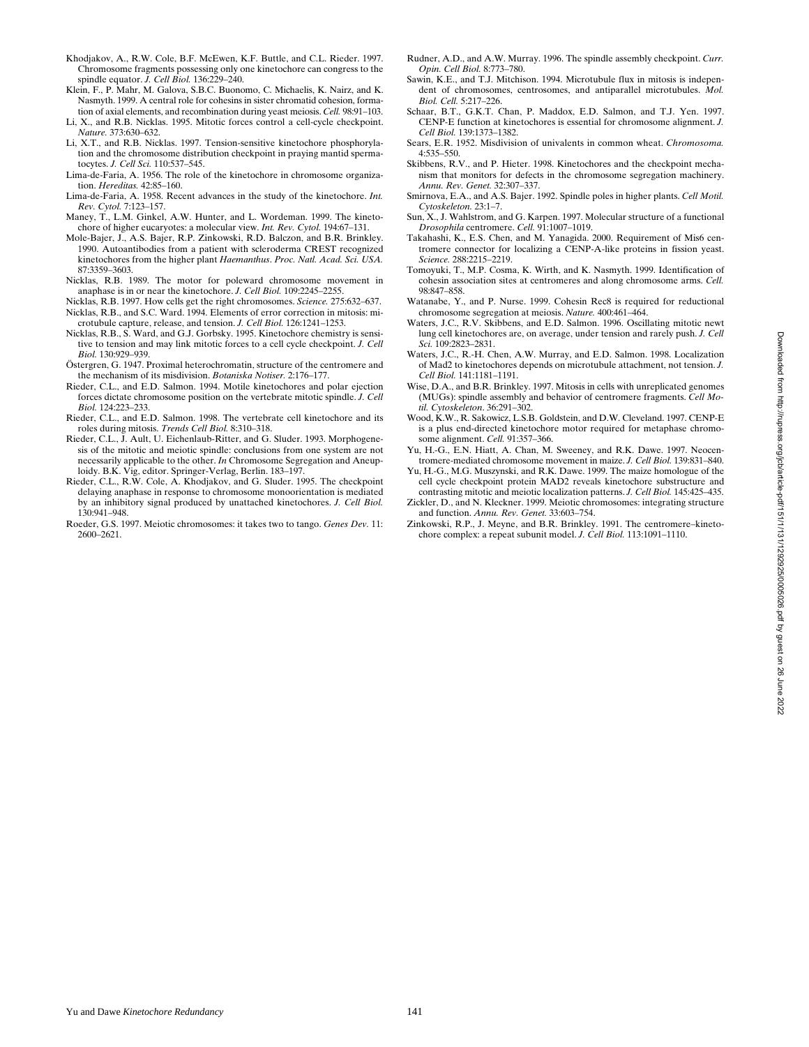Khodjakov, A., R.W. Cole, B.F. McEwen, K.F. Buttle, and C.L. Rieder. 1997. Chromosome fragments possessing only one kinetochore can congress to the spindle equator. *J. Cell Biol.* 136:229–240.

Klein, F., P. Mahr, M. Galova, S.B.C. Buonomo, C. Michaelis, K. Nairz, and K. Nasmyth. 1999. A central role for cohesins in sister chromatid cohesion, formation of axial elements, and recombination during yeast meiosis. *Cell.* 98:91–103.

Li, X., and R.B. Nicklas. 1995. Mitotic forces control a cell-cycle checkpoint. *Nature.* 373:630–632.

Li, X.T., and R.B. Nicklas. 1997. Tension-sensitive kinetochore phosphorylation and the chromosome distribution checkpoint in praying mantid spermatocytes. *J. Cell Sci.* 110:537–545.

Lima-de-Faria, A. 1956. The role of the kinetochore in chromosome organization. *Hereditas.* 42:85–160.

Lima-de-Faria, A. 1958. Recent advances in the study of the kinetochore. *Int. Rev. Cytol.* 7:123–157.

Maney, T., L.M. Ginkel, A.W. Hunter, and L. Wordeman. 1999. The kinetochore of higher eucaryotes: a molecular view. *Int. Rev. Cytol.* 194:67–131.

Mole-Bajer, J., A.S. Bajer, R.P. Zinkowski, R.D. Balczon, and B.R. Brinkley. 1990. Autoantibodies from a patient with scleroderma CREST recognized kinetochores from the higher plant *Haemanthus*. *Proc. Natl. Acad. Sci. USA.* 87:3359–3603.

Nicklas, R.B. 1989. The motor for poleward chromosome movement in anaphase is in or near the kinetochore. *J. Cell Biol.* 109:2245–2255.

Nicklas, R.B. 1997. How cells get the right chromosomes. *Science.* 275:632–637.

Nicklas, R.B., and S.C. Ward. 1994. Elements of error correction in mitosis: microtubule capture, release, and tension. *J. Cell Biol.* 126:1241–1253.

Nicklas, R.B., S. Ward, and G.J. Gorbsky. 1995. Kinetochore chemistry is sensitive to tension and may link mitotic forces to a cell cycle checkpoint. *J. Cell Biol.* 130:929–939.

Östergren, G. 1947. Proximal heterochromatin, structure of the centromere and the mechanism of its misdivision. *Botaniska Notiser.* 2:176–177.

Rieder, C.L., and E.D. Salmon. 1994. Motile kinetochores and polar ejection forces dictate chromosome position on the vertebrate mitotic spindle. *J. Cell Biol.* 124:223–233.

Rieder, C.L., and E.D. Salmon. 1998. The vertebrate cell kinetochore and its roles during mitosis. *Trends Cell Biol.* 8:310–318.

Rieder, C.L., J. Ault, U. Eichenlaub-Ritter, and G. Sluder. 1993. Morphogenesis of the mitotic and meiotic spindle: conclusions from one system are not necessarily applicable to the other. *In* Chromosome Segregation and Aneuploidy. B.K. Vig, editor. Springer-Verlag, Berlin. 183–197.

Rieder, C.L., R.W. Cole, A. Khodjakov, and G. Sluder. 1995. The checkpoint delaying anaphase in response to chromosome monoorientation is mediated by an inhibitory signal produced by unattached kinetochores. *J. Cell Biol.* 130:941–948.

Roeder, G.S. 1997. Meiotic chromosomes: it takes two to tango. *Genes Dev.* 11: 2600–2621.

Rudner, A.D., and A.W. Murray. 1996. The spindle assembly checkpoint. *Curr. Opin. Cell Biol.* 8:773–780.

Sawin, K.E., and T.J. Mitchison. 1994. Microtubule flux in mitosis is independent of chromosomes, centrosomes, and antiparallel microtubules. *Mol. Biol. Cell.* 5:217–226.

Schaar, B.T., G.K.T. Chan, P. Maddox, E.D. Salmon, and T.J. Yen. 1997. CENP-E function at kinetochores is essential for chromosome alignment. *J. Cell Biol.* 139:1373–1382.

Sears, E.R. 1952. Misdivision of univalents in common wheat. *Chromosoma.* 4:535–550.

Skibbens, R.V., and P. Hieter. 1998. Kinetochores and the checkpoint mechanism that monitors for defects in the chromosome segregation machinery. *Annu. Rev. Genet.* 32:307–337.

Smirnova, E.A., and A.S. Bajer. 1992. Spindle poles in higher plants. *Cell Motil. Cytoskeleton.* 23:1–7.

Sun, X., J. Wahlstrom, and G. Karpen. 1997. Molecular structure of a functional *Drosophila* centromere. *Cell.* 91:1007–1019.

Takahashi, K., E.S. Chen, and M. Yanagida. 2000. Requirement of Mis6 centromere connector for localizing a CENP-A-like proteins in fission yeast. *Science.* 288:2215–2219.

Tomoyuki, T., M.P. Cosma, K. Wirth, and K. Nasmyth. 1999. Identification of cohesin association sites at centromeres and along chromosome arms. *Cell.* 98:847–858.

Watanabe, Y., and P. Nurse. 1999. Cohesin Rec8 is required for reductional chromosome segregation at meiosis. *Nature.* 400:461–464.

Waters, J.C., R.V. Skibbens, and E.D. Salmon. 1996. Oscillating mitotic newt lung cell kinetochores are, on average, under tension and rarely push. *J. Cell Sci.* 109:2823–2831.

Waters, J.C., R.-H. Chen, A.W. Murray, and E.D. Salmon. 1998. Localization of Mad2 to kinetochores depends on microtubule attachment, not tension. *J. Cell Biol.* 141:1181–1191.

Wise, D.A., and B.R. Brinkley. 1997. Mitosis in cells with unreplicated genomes (MUGs): spindle assembly and behavior of centromere fragments. *Cell Motil. Cytoskeleton*. 36:291–302.

Wood, K.W., R. Sakowicz, L.S.B. Goldstein, and D.W. Cleveland. 1997. CENP-E is a plus end-directed kinetochore motor required for metaphase chromosome alignment. *Cell.* 91:357–366.

Yu, H.-G., E.N. Hiatt, A. Chan, M. Sweeney, and R.K. Dawe. 1997. Neocentromere-mediated chromosome movement in maize. *J. Cell Biol.* 139:831–840.

Yu, H.-G., M.G. Muszynski, and R.K. Dawe. 1999. The maize homologue of the cell cycle checkpoint protein MAD2 reveals kinetochore substructure and contrasting mitotic and meiotic localization patterns. *J. Cell Biol.* 145:425–435.

Zickler, D., and N. Kleckner. 1999. Meiotic chromosomes: integrating structure and function. *Annu. Rev. Genet.* 33:603–754.

Zinkowski, R.P., J. Meyne, and B.R. Brinkley. 1991. The centromere–kinetochore complex: a repeat subunit model. *J. Cell Biol.* 113:1091–1110.